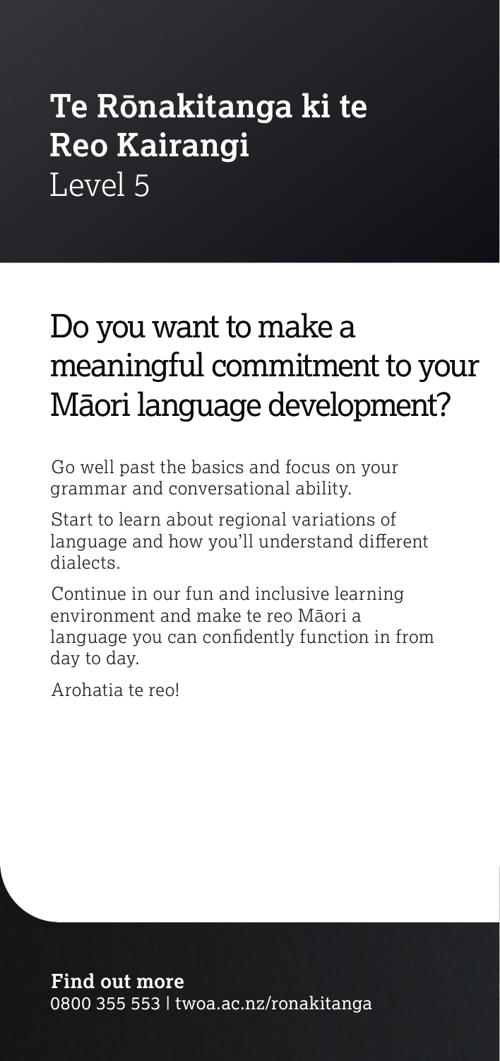# Te Rōnakitanga ki te Reo Kairangi
Level 5

## Do you want to make a meaningful commitment to your Māori language development?

Go well past the basics and focus on your grammar and conversational ability.

Start to learn about regional variations of language and how you'll understand different dialects.

Continue in our fun and inclusive learning environment and make te reo Māori a language you can confidently function in from day to day.

Arohatia te reo!

**Find out more**
0800 355 553 | twoa.ac.nz/ronakitanga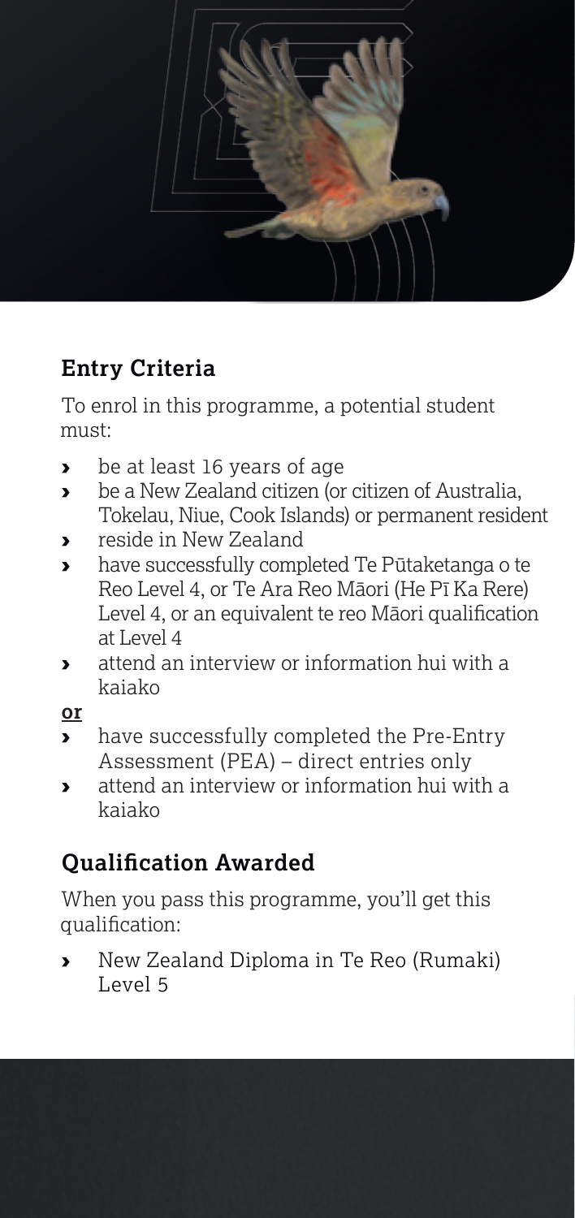## Entry Criteria

To enrol in this programme, a potential student must:

- be at least 16 years of age
- be a New Zealand citizen (or citizen of Australia, Tokelau, Niue, Cook Islands) or permanent resident
- reside in New Zealand
- have successfully completed Te Pūtaketanga o te Reo Level 4, or Te Ara Reo Māori (He Pī Ka Rere) Level 4, or an equivalent te reo Māori qualification at Level 4
- attend an interview or information hui with a kaiako

**or**

- have successfully completed the Pre-Entry Assessment (PEA) – direct entries only
- attend an interview or information hui with a kaiako

## Qualification Awarded

When you pass this programme, you'll get this qualification:

- New Zealand Diploma in Te Reo (Rumaki) Level 5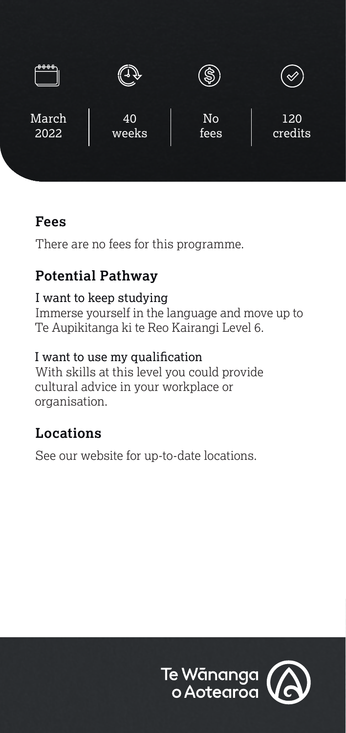| March 2022 | 40 weeks | No fees | 120 credits |
| --- | --- | --- | --- |

## Fees

There are no fees for this programme.

## Potential Pathway

### I want to keep studying

Immerse yourself in the language and move up to Te Aupikitanga ki te Reo Kairangi Level 6.

### I want to use my qualification

With skills at this level you could provide cultural advice in your workplace or organisation.

## Locations

See our website for up-to-date locations.

Te Wānanga o Aotearoa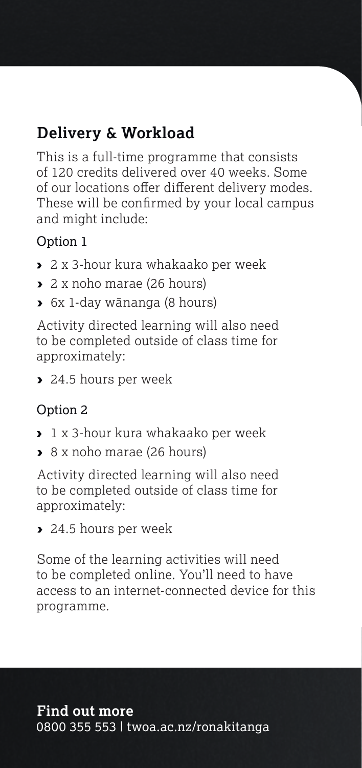## Delivery & Workload

This is a full-time programme that consists of 120 credits delivered over 40 weeks. Some of our locations offer different delivery modes. These will be confirmed by your local campus and might include:

### Option 1

- 2 x 3-hour kura whakaako per week
- 2 x noho marae (26 hours)
- 6x 1-day wānanga (8 hours)

Activity directed learning will also need to be completed outside of class time for approximately:

- 24.5 hours per week

### Option 2

- 1 x 3-hour kura whakaako per week
- 8 x noho marae (26 hours)

Activity directed learning will also need to be completed outside of class time for approximately:

- 24.5 hours per week

Some of the learning activities will need to be completed online. You'll need to have access to an internet-connected device for this programme.

**Find out more**
0800 355 553 | twoa.ac.nz/ronakitanga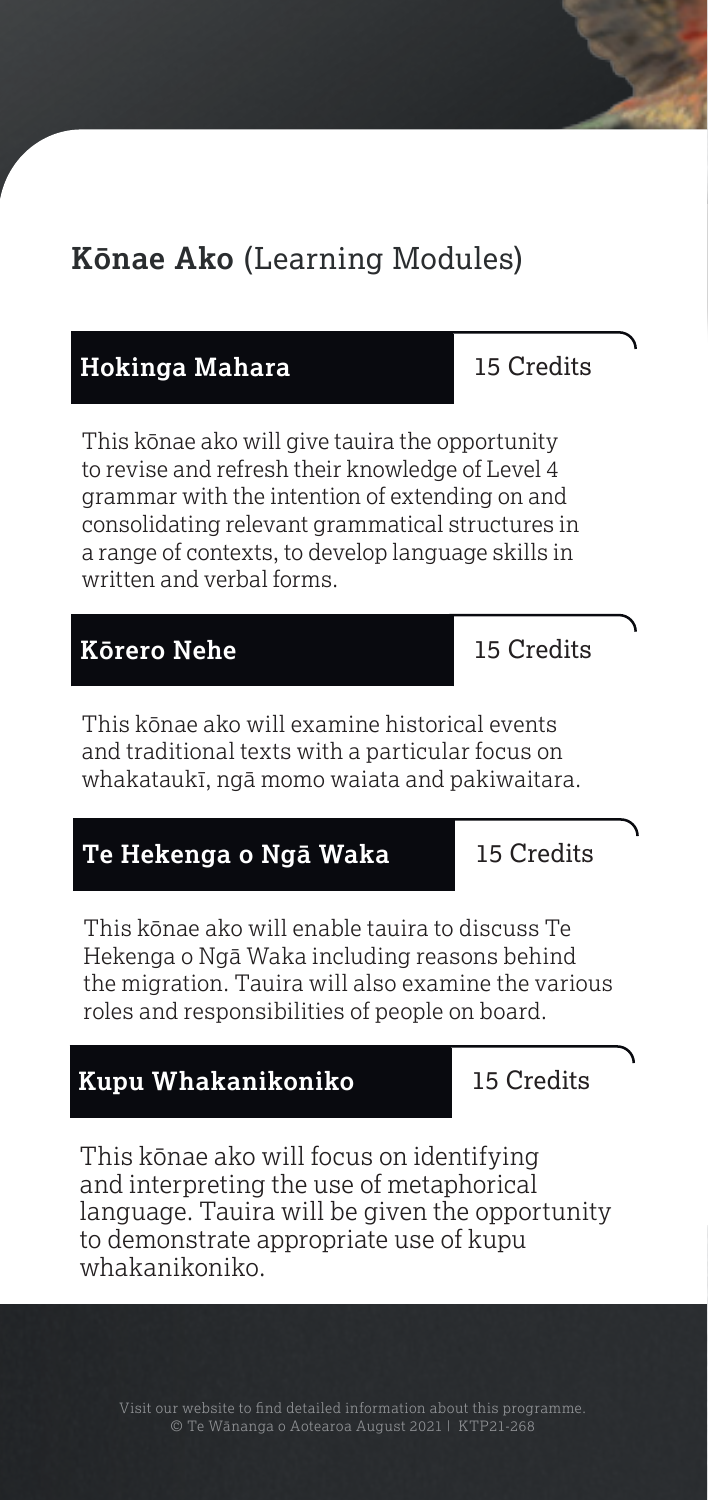## **Kōnae Ako** (Learning Modules)

### Hokinga Mahara — 15 Credits

This kōnae ako will give tauira the opportunity to revise and refresh their knowledge of Level 4 grammar with the intention of extending on and consolidating relevant grammatical structures in a range of contexts, to develop language skills in written and verbal forms.

### Kōrero Nehe — 15 Credits

This kōnae ako will examine historical events and traditional texts with a particular focus on whakataukī, ngā momo waiata and pakiwaitara.

### Te Hekenga o Ngā Waka — 15 Credits

This kōnae ako will enable tauira to discuss Te Hekenga o Ngā Waka including reasons behind the migration. Tauira will also examine the various roles and responsibilities of people on board.

### Kupu Whakanikoniko — 15 Credits

This kōnae ako will focus on identifying and interpreting the use of metaphorical language. Tauira will be given the opportunity to demonstrate appropriate use of kupu whakanikoniko.

Visit our website to find detailed information about this programme.
© Te Wānanga o Aotearoa August 2021 | KTP21-268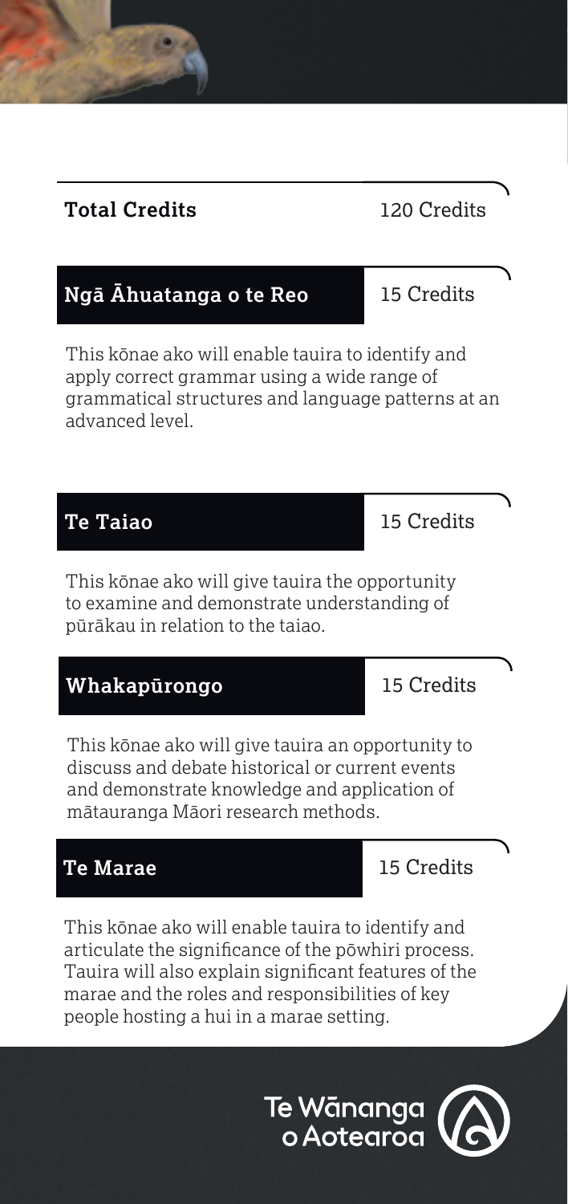**Total Credits** 120 Credits

## Ngā Āhuatanga o te Reo

15 Credits

This kōnae ako will enable tauira to identify and apply correct grammar using a wide range of grammatical structures and language patterns at an advanced level.

## Te Taiao

15 Credits

This kōnae ako will give tauira the opportunity to examine and demonstrate understanding of pūrākau in relation to the taiao.

## Whakapūrongo

15 Credits

This kōnae ako will give tauira an opportunity to discuss and debate historical or current events and demonstrate knowledge and application of mātauranga Māori research methods.

## Te Marae

15 Credits

This kōnae ako will enable tauira to identify and articulate the significance of the pōwhiri process. Tauira will also explain significant features of the marae and the roles and responsibilities of key people hosting a hui in a marae setting.

Te Wānanga o Aotearoa